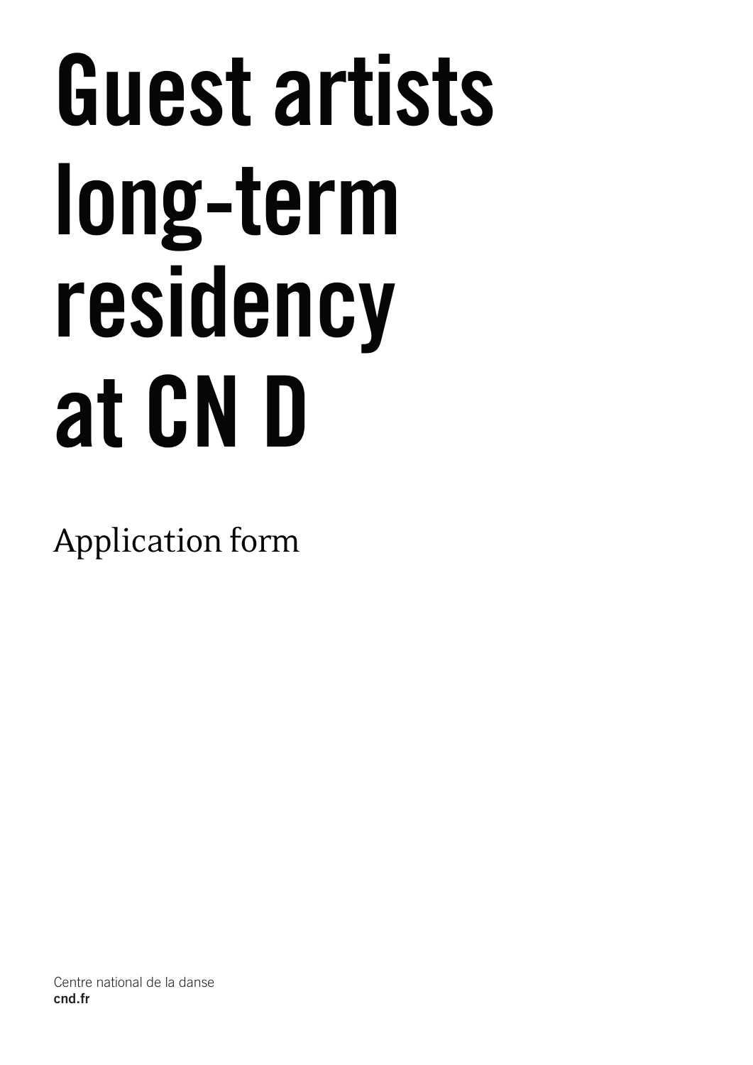# Guest artists long-term residency at CN D

Application form

Centre national de la danse
**cnd.fr**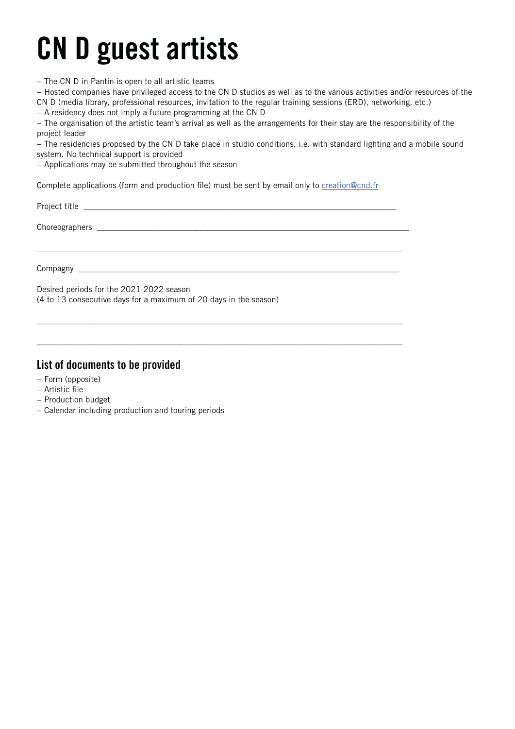# CN D guest artists

– The CN D in Pantin is open to all artistic teams
– Hosted companies have privileged access to the CN D studios as well as to the various activities and/or resources of the CN D (media library, professional resources, invitation to the regular training sessions (ERD), networking, etc.)
– A residency does not imply a future programming at the CN D
– The organisation of the artistic team's arrival as well as the arrangements for their stay are the responsibility of the project leader
– The residencies proposed by the CN D take place in studio conditions, i.e. with standard lighting and a mobile sound system. No technical support is provided
– Applications may be submitted throughout the season

Complete applications (form and production file) must be sent by email only to [creation@cnd.fr](mailto:creation@cnd.fr)

Project title ___________________________________________________________________________

Choreographers ___________________________________________________________________________

___________________________________________________________________________

Compagny ___________________________________________________________________________

Desired periods for the 2021-2022 season
(4 to 13 consecutive days for a maximum of 20 days in the season)

___________________________________________________________________________

___________________________________________________________________________

## List of documents to be provided

– Form (opposite)
– Artistic file
– Production budget
– Calendar including production and touring periods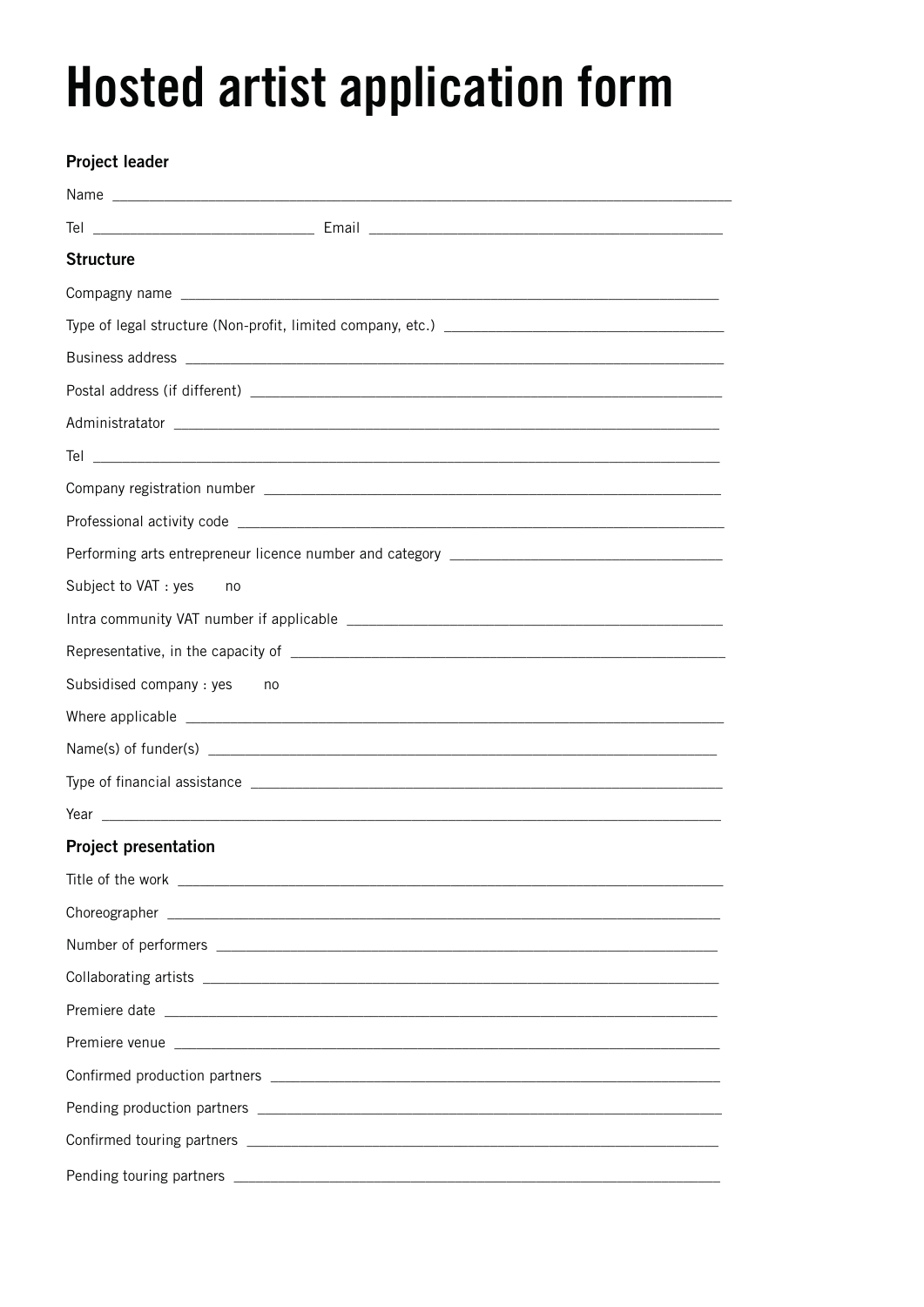# Hosted artist application form

**Project leader**

Name ______________________________________________

Tel ____________________ Email ______________________________

**Structure**

Compagny name ______________________________________________

Type of legal structure (Non-profit, limited company, etc.) ______________________________

Business address ______________________________________________

Postal address (if different) ______________________________________________

Administratator ______________________________________________

Tel ______________________________________________

Company registration number ______________________________________________

Professional activity code ______________________________________________

Performing arts entrepreneur licence number and category ______________________________

Subject to VAT : yes no

Intra community VAT number if applicable ______________________________________________

Representative, in the capacity of ______________________________________________

Subsidised company : yes no

Where applicable ______________________________________________

Name(s) of funder(s) ______________________________________________

Type of financial assistance ______________________________________________

Year ______________________________________________

**Project presentation**

Title of the work ______________________________________________

Choreographer ______________________________________________

Number of performers ______________________________________________

Collaborating artists ______________________________________________

Premiere date ______________________________________________

Premiere venue ______________________________________________

Confirmed production partners ______________________________________________

Pending production partners ______________________________________________

Confirmed touring partners ______________________________________________

Pending touring partners ______________________________________________